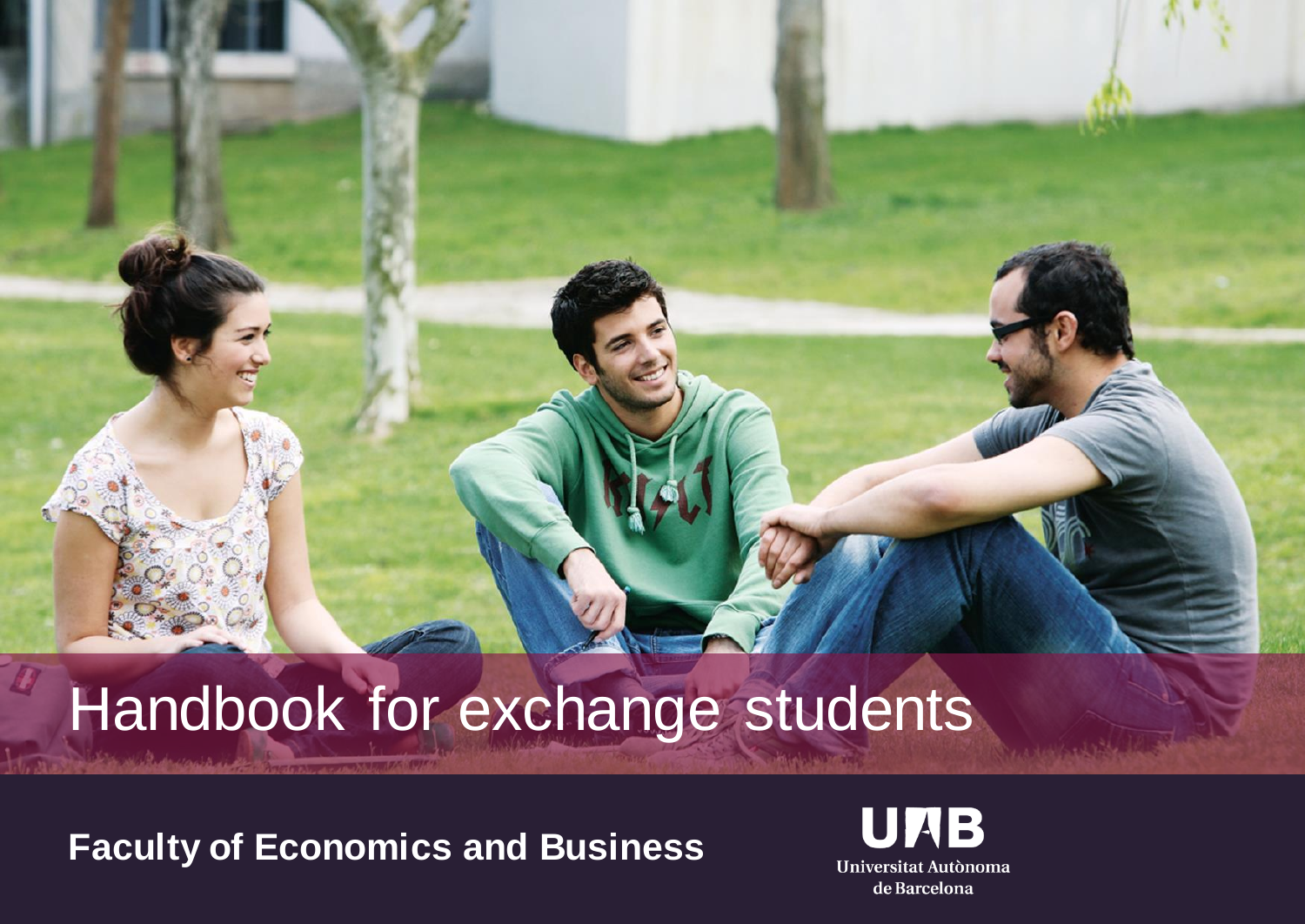# Handbook for exchange students

**Faculty of Economics and Business**

UAB
Universitat Autònoma de Barcelona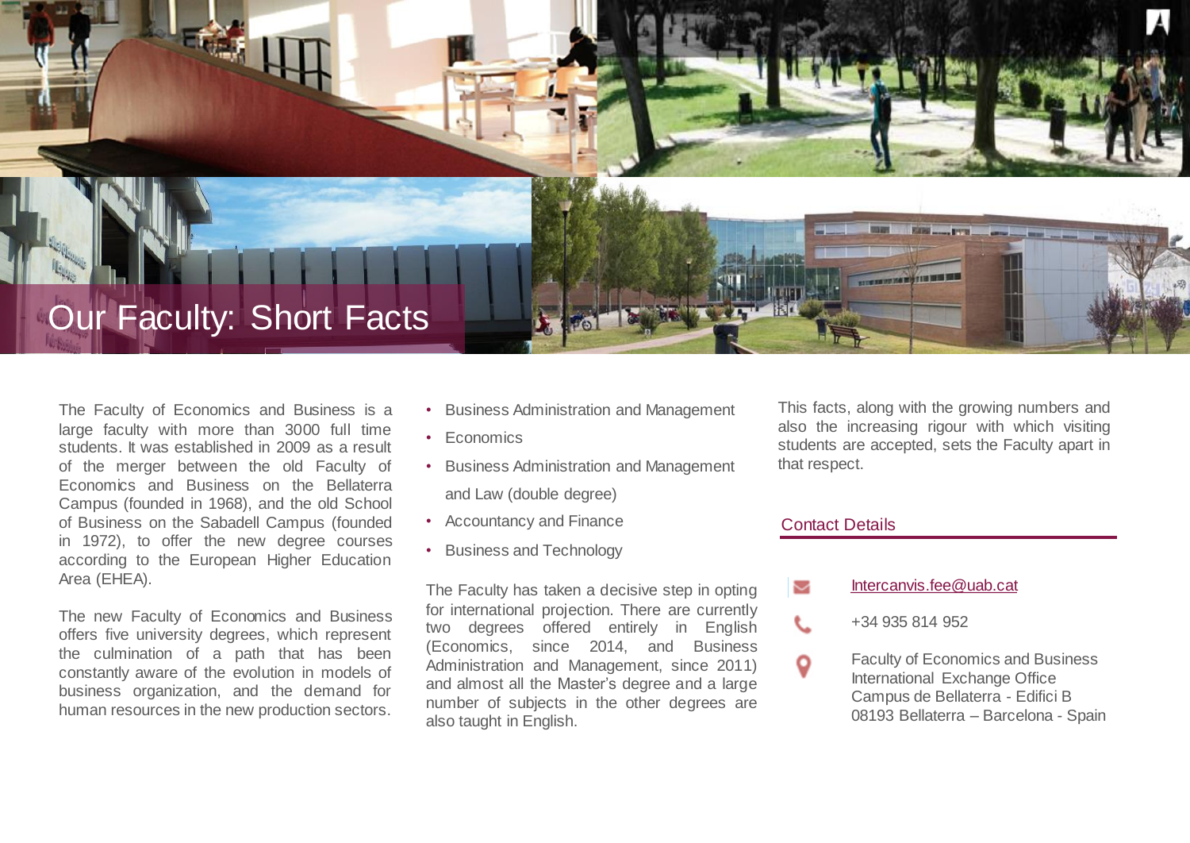# Our Faculty: Short Facts

The Faculty of Economics and Business is a large faculty with more than 3000 full time students. It was established in 2009 as a result of the merger between the old Faculty of Economics and Business on the Bellaterra Campus (founded in 1968), and the old School of Business on the Sabadell Campus (founded in 1972), to offer the new degree courses according to the European Higher Education Area (EHEA).

The new Faculty of Economics and Business offers five university degrees, which represent the culmination of a path that has been constantly aware of the evolution in models of business organization, and the demand for human resources in the new production sectors.

- Business Administration and Management
- Economics
- Business Administration and Management and Law (double degree)
- Accountancy and Finance
- Business and Technology

The Faculty has taken a decisive step in opting for international projection. There are currently two degrees offered entirely in English (Economics, since 2014, and Business Administration and Management, since 2011) and almost all the Master's degree and a large number of subjects in the other degrees are also taught in English.

This facts, along with the growing numbers and also the increasing rigour with which visiting students are accepted, sets the Faculty apart in that respect.

## Contact Details

Intercanvis.fee@uab.cat

+34 935 814 952

Faculty of Economics and Business
International Exchange Office
Campus de Bellaterra - Edifici B
08193 Bellaterra – Barcelona - Spain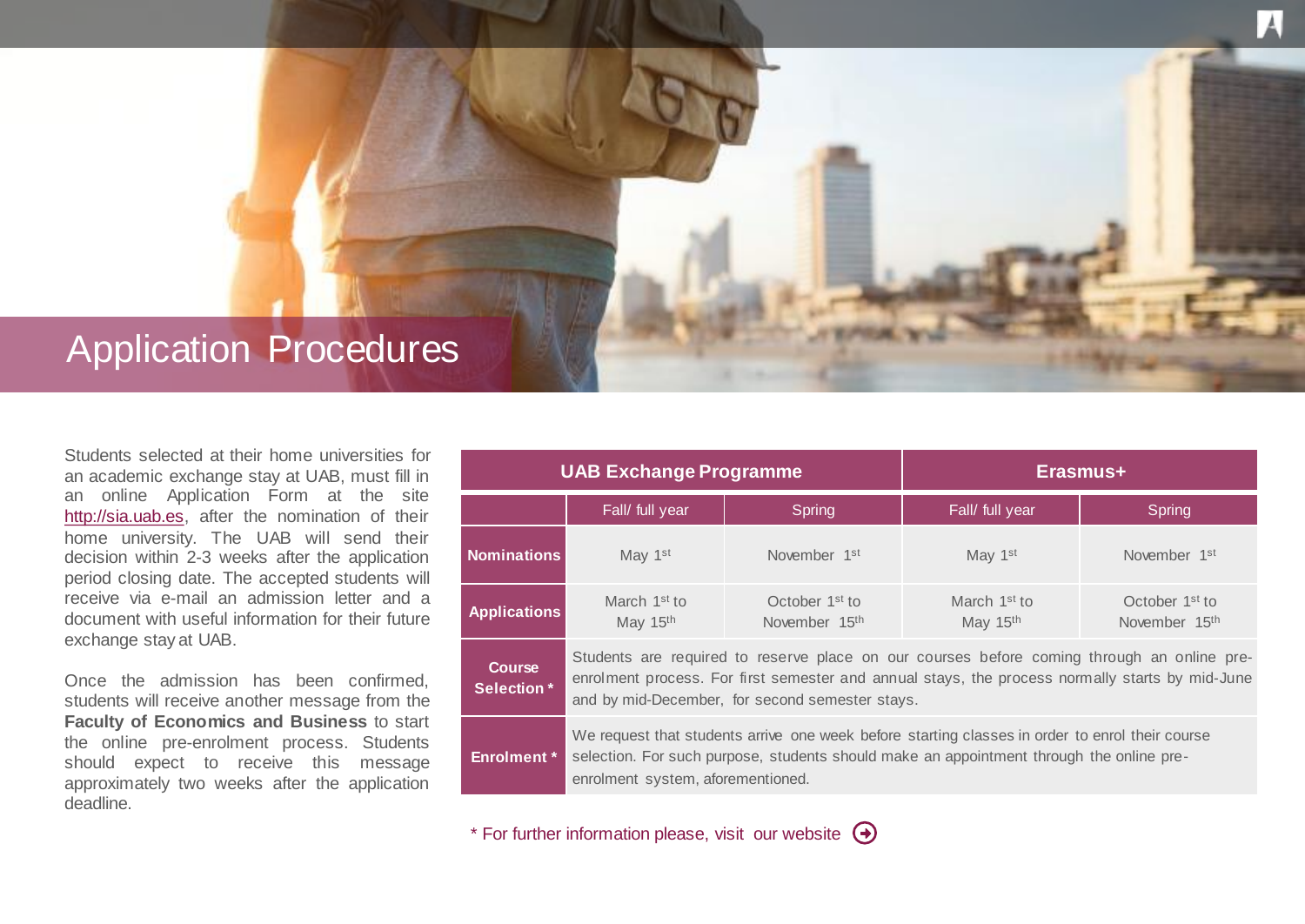# Application Procedures

Students selected at their home universities for an academic exchange stay at UAB, must fill in an online Application Form at the site http://sia.uab.es, after the nomination of their home university. The UAB will send their decision within 2-3 weeks after the application period closing date. The accepted students will receive via e-mail an admission letter and a document with useful information for their future exchange stay at UAB.

Once the admission has been confirmed, students will receive another message from the **Faculty of Economics and Business** to start the online pre-enrolment process. Students should expect to receive this message approximately two weeks after the application deadline.

| | UAB Exchange Programme | | Erasmus+ | |
|---|---|---|---|---|
| | Fall/ full year | Spring | Fall/ full year | Spring |
| **Nominations** | May 1st | November 1st | May 1st | November 1st |
| **Applications** | March 1st to May 15th | October 1st to November 15th | March 1st to May 15th | October 1st to November 15th |
| **Course Selection *** | Students are required to reserve place on our courses before coming through an online pre-enrolment process. For first semester and annual stays, the process normally starts by mid-June and by mid-December, for second semester stays. | | | |
| **Enrolment *** | We request that students arrive one week before starting classes in order to enrol their course selection. For such purpose, students should make an appointment through the online pre-enrolment system, aforementioned. | | | |

* For further information please, visit our website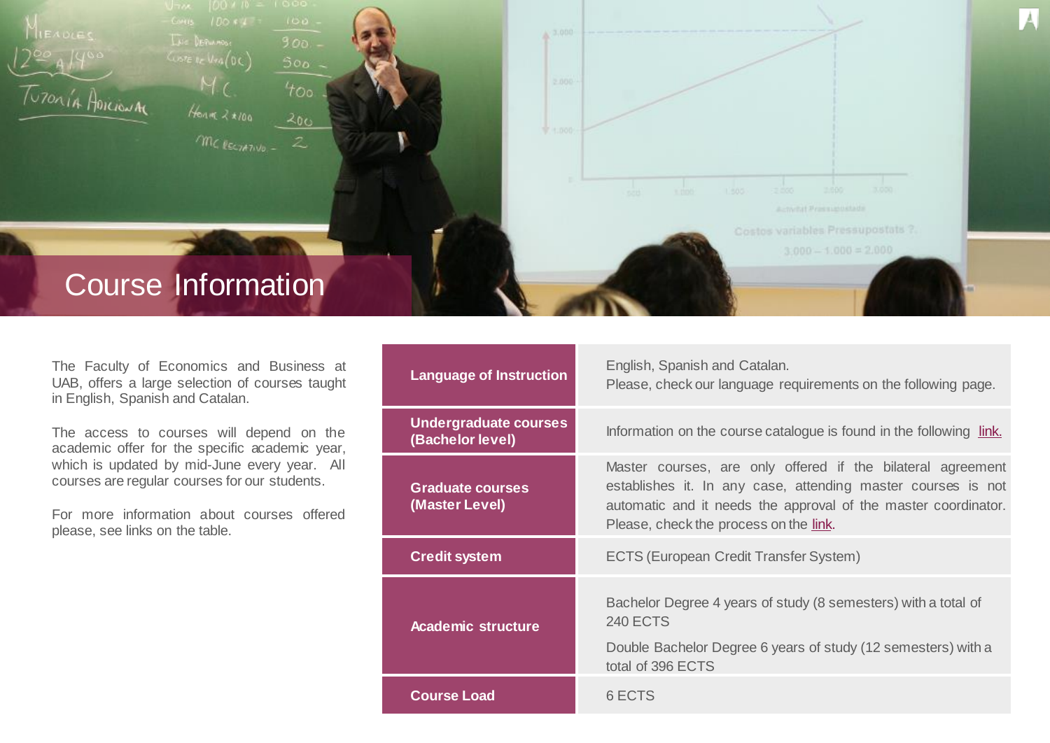# Course Information

The Faculty of Economics and Business at UAB, offers a large selection of courses taught in English, Spanish and Catalan.

The access to courses will depend on the academic offer for the specific academic year, which is updated by mid-June every year. All courses are regular courses for our students.

For more information about courses offered please, see links on the table.

| | |
|---|---|
| **Language of Instruction** | English, Spanish and Catalan.<br>Please, check our language requirements on the following page. |
| **Undergraduate courses (Bachelor level)** | Information on the course catalogue is found in the following link. |
| **Graduate courses (Master Level)** | Master courses, are only offered if the bilateral agreement establishes it. In any case, attending master courses is not automatic and it needs the approval of the master coordinator. Please, check the process on the link. |
| **Credit system** | ECTS (European Credit Transfer System) |
| **Academic structure** | Bachelor Degree 4 years of study (8 semesters) with a total of 240 ECTS<br>Double Bachelor Degree 6 years of study (12 semesters) with a total of 396 ECTS |
| **Course Load** | 6 ECTS |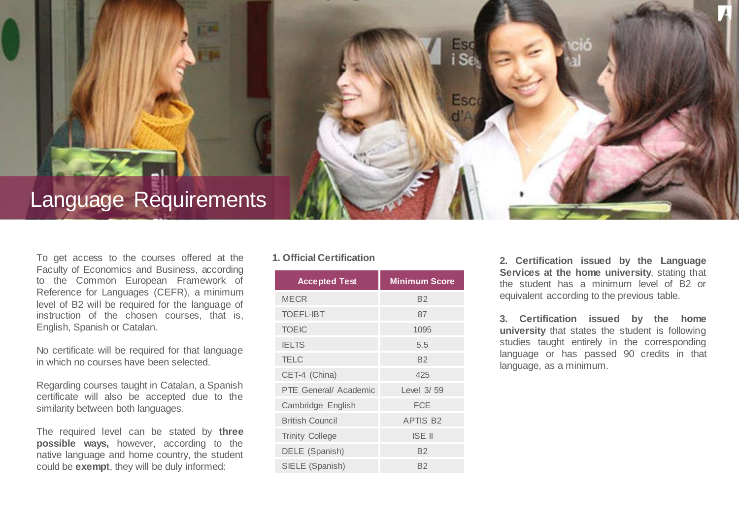# Language Requirements

To get access to the courses offered at the Faculty of Economics and Business, according to the Common European Framework of Reference for Languages (CEFR), a minimum level of B2 will be required for the language of instruction of the chosen courses, that is, English, Spanish or Catalan.

No certificate will be required for that language in which no courses have been selected.

Regarding courses taught in Catalan, a Spanish certificate will also be accepted due to the similarity between both languages.

The required level can be stated by **three possible ways,** however, according to the native language and home country, the student could be **exempt**, they will be duly informed:

**1. Official Certification**

| Accepted Test | Minimum Score |
|---|---|
| MECR | B2 |
| TOEFL-IBT | 87 |
| TOEIC | 1095 |
| IELTS | 5.5 |
| TELC | B2 |
| CET-4 (China) | 425 |
| PTE General/ Academic | Level 3/ 59 |
| Cambridge English | FCE |
| British Council | APTIS B2 |
| Trinity College | ISE II |
| DELE (Spanish) | B2 |
| SIELE (Spanish) | B2 |

**2. Certification issued by the Language Services at the home university**, stating that the student has a minimum level of B2 or equivalent according to the previous table.

**3. Certification issued by the home university** that states the student is following studies taught entirely in the corresponding language or has passed 90 credits in that language, as a minimum.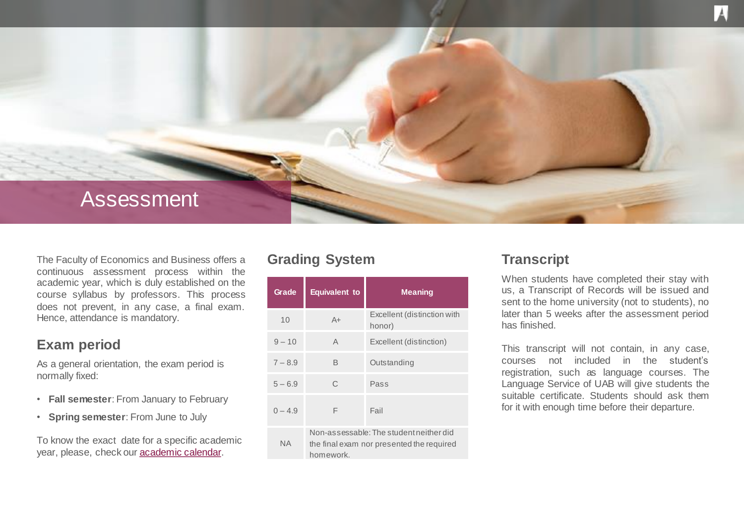# Assessment

The Faculty of Economics and Business offers a continuous assessment process within the academic year, which is duly established on the course syllabus by professors. This process does not prevent, in any case, a final exam. Hence, attendance is mandatory.

## Exam period

As a general orientation, the exam period is normally fixed:

- **Fall semester**: From January to February
- **Spring semester**: From June to July

To know the exact date for a specific academic year, please, check our [academic calendar].

## Grading System

| Grade | Equivalent to | Meaning |
|---|---|---|
| 10 | A+ | Excellent (distinction with honor) |
| 9 – 10 | A | Excellent (distinction) |
| 7 – 8.9 | B | Outstanding |
| 5 – 6.9 | C | Pass |
| 0 – 4.9 | F | Fail |
| NA | Non-assessable: The student neither did the final exam nor presented the required homework. | |

## Transcript

When students have completed their stay with us, a Transcript of Records will be issued and sent to the home university (not to students), no later than 5 weeks after the assessment period has finished.

This transcript will not contain, in any case, courses not included in the student's registration, such as language courses. The Language Service of UAB will give students the suitable certificate. Students should ask them for it with enough time before their departure.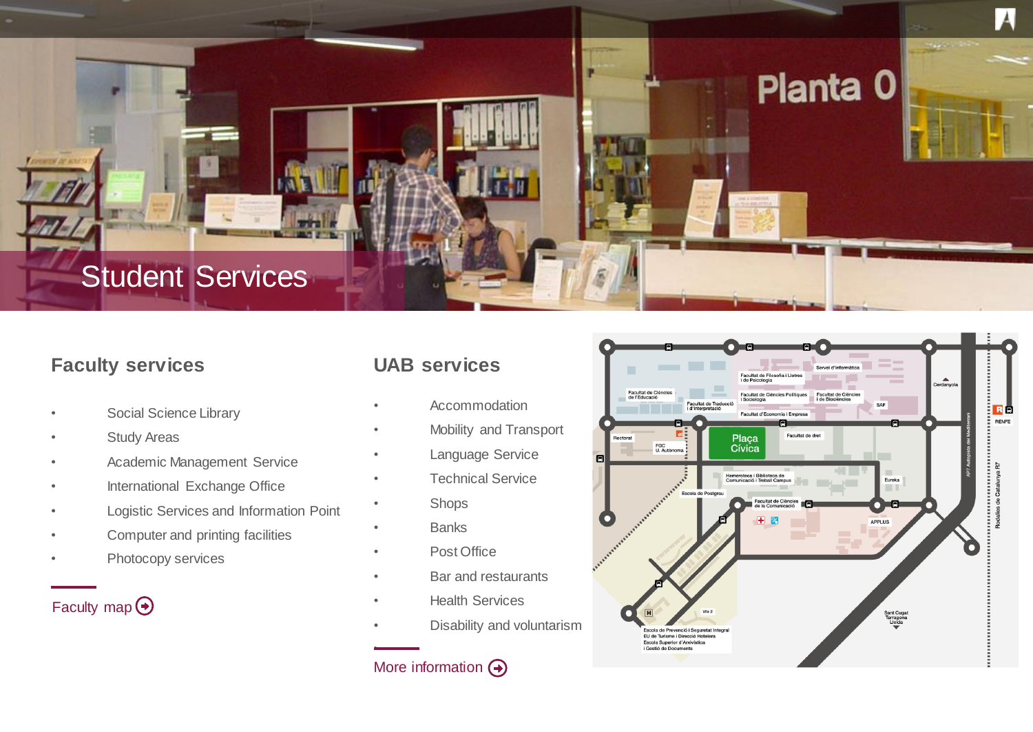# Student Services

## Faculty services

- Social Science Library
- Study Areas
- Academic Management Service
- International Exchange Office
- Logistic Services and Information Point
- Computer and printing facilities
- Photocopy services

Faculty map

## UAB services

- Accommodation
- Mobility and Transport
- Language Service
- Technical Service
- Shops
- Banks
- Post Office
- Bar and restaurants
- Health Services
- Disability and voluntarism

More information